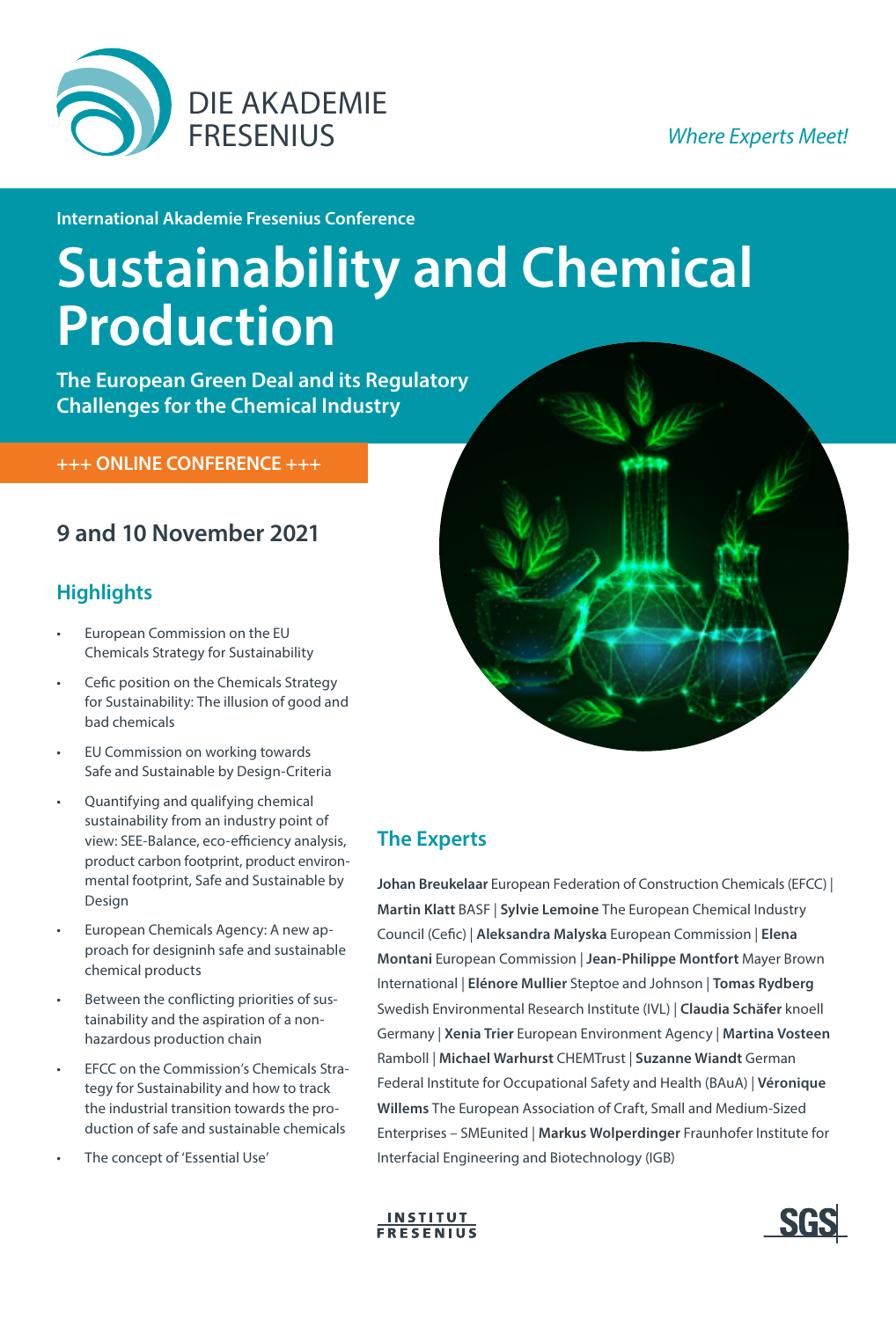DIE AKADEMIE FRESENIUS

*Where Experts Meet!*

International Akademie Fresenius Conference

# Sustainability and Chemical Production

**The European Green Deal and its Regulatory Challenges for the Chemical Industry**

**+++ ONLINE CONFERENCE +++**

## 9 and 10 November 2021

## Highlights

- European Commission on the EU Chemicals Strategy for Sustainability
- Cefic position on the Chemicals Strategy for Sustainability: The illusion of good and bad chemicals
- EU Commission on working towards Safe and Sustainable by Design-Criteria
- Quantifying and qualifying chemical sustainability from an industry point of view: SEE-Balance, eco-efficiency analysis, product carbon footprint, product environmental footprint, Safe and Sustainable by Design
- European Chemicals Agency: A new approach for designinh safe and sustainable chemical products
- Between the conflicting priorities of sustainability and the aspiration of a non-hazardous production chain
- EFCC on the Commission's Chemicals Strategy for Sustainability and how to track the industrial transition towards the production of safe and sustainable chemicals
- The concept of 'Essential Use'

## The Experts

**Johan Breukelaar** European Federation of Construction Chemicals (EFCC) | **Martin Klatt** BASF | **Sylvie Lemoine** The European Chemical Industry Council (Cefic) | **Aleksandra Malyska** European Commission | **Elena Montani** European Commission | **Jean-Philippe Montfort** Mayer Brown International | **Elénore Mullier** Steptoe and Johnson | **Tomas Rydberg** Swedish Environmental Research Institute (IVL) | **Claudia Schäfer** knoell Germany | **Xenia Trier** European Environment Agency | **Martina Vosteen** Ramboll | **Michael Warhurst** CHEMTrust | **Suzanne Wiandt** German Federal Institute for Occupational Safety and Health (BAuA) | **Véronique Willems** The European Association of Craft, Small and Medium-Sized Enterprises – SMEunited | **Markus Wolperdinger** Fraunhofer Institute for Interfacial Engineering and Biotechnology (IGB)

INSTITUT FRESENIUS

SGS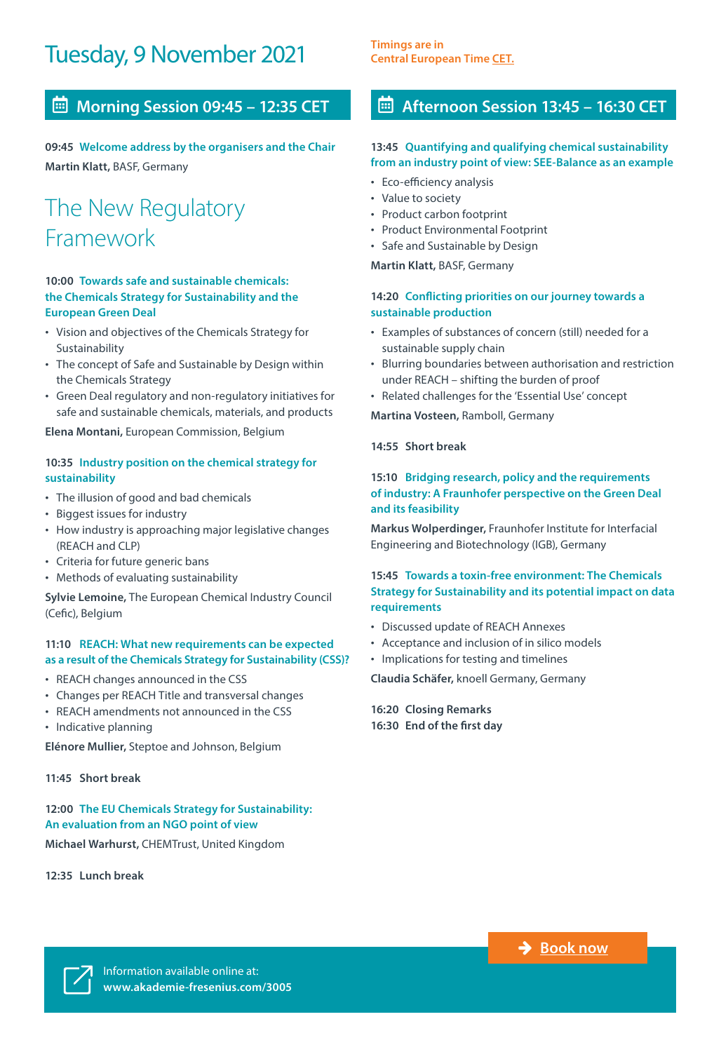# Tuesday, 9 November 2021

Timings are in Central European Time CET.

## Morning Session 09:45 – 12:35 CET

**09:45 Welcome address by the organisers and the Chair**

**Martin Klatt,** BASF, Germany

## The New Regulatory Framework

**10:00 Towards safe and sustainable chemicals: the Chemicals Strategy for Sustainability and the European Green Deal**

- Vision and objectives of the Chemicals Strategy for Sustainability
- The concept of Safe and Sustainable by Design within the Chemicals Strategy
- Green Deal regulatory and non-regulatory initiatives for safe and sustainable chemicals, materials, and products

**Elena Montani,** European Commission, Belgium

**10:35 Industry position on the chemical strategy for sustainability**

- The illusion of good and bad chemicals
- Biggest issues for industry
- How industry is approaching major legislative changes (REACH and CLP)
- Criteria for future generic bans
- Methods of evaluating sustainability

**Sylvie Lemoine,** The European Chemical Industry Council (Cefic), Belgium

**11:10 REACH: What new requirements can be expected as a result of the Chemicals Strategy for Sustainability (CSS)?**

- REACH changes announced in the CSS
- Changes per REACH Title and transversal changes
- REACH amendments not announced in the CSS
- Indicative planning

**Elénore Mullier,** Steptoe and Johnson, Belgium

**11:45 Short break**

**12:00 The EU Chemicals Strategy for Sustainability: An evaluation from an NGO point of view**

**Michael Warhurst,** CHEMTrust, United Kingdom

**12:35 Lunch break**

## Afternoon Session 13:45 – 16:30 CET

**13:45 Quantifying and qualifying chemical sustainability from an industry point of view: SEE-Balance as an example**

- Eco-efficiency analysis
- Value to society
- Product carbon footprint
- Product Environmental Footprint
- Safe and Sustainable by Design

**Martin Klatt,** BASF, Germany

**14:20 Conflicting priorities on our journey towards a sustainable production**

- Examples of substances of concern (still) needed for a sustainable supply chain
- Blurring boundaries between authorisation and restriction under REACH – shifting the burden of proof
- Related challenges for the 'Essential Use' concept

**Martina Vosteen,** Ramboll, Germany

**14:55 Short break**

**15:10 Bridging research, policy and the requirements of industry: A Fraunhofer perspective on the Green Deal and its feasibility**

**Markus Wolperdinger,** Fraunhofer Institute for Interfacial Engineering and Biotechnology (IGB), Germany

**15:45 Towards a toxin-free environment: The Chemicals Strategy for Sustainability and its potential impact on data requirements**

- Discussed update of REACH Annexes
- Acceptance and inclusion of in silico models
- Implications for testing and timelines

**Claudia Schäfer,** knoell Germany, Germany

**16:20 Closing Remarks**
**16:30 End of the first day**

Book now

Information available online at:
**www.akademie-fresenius.com/3005**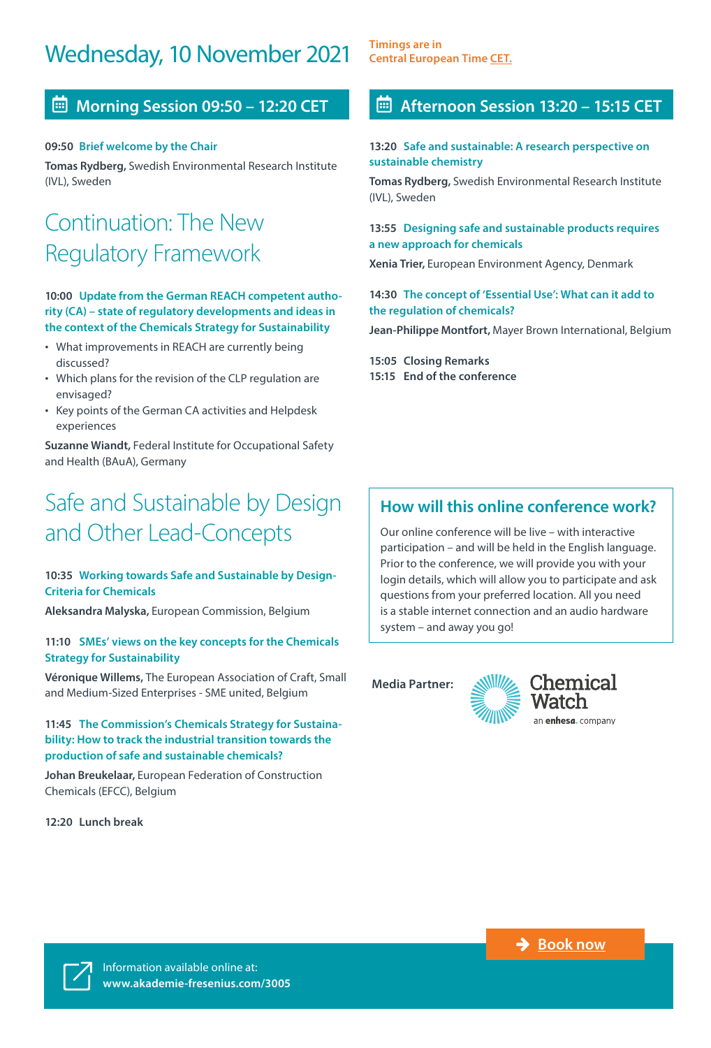# Wednesday, 10 November 2021

Timings are in Central European Time CET.

## Morning Session 09:50 – 12:20 CET

**09:50 Brief welcome by the Chair**

**Tomas Rydberg,** Swedish Environmental Research Institute (IVL), Sweden

## Continuation: The New Regulatory Framework

**10:00 Update from the German REACH competent authority (CA) – state of regulatory developments and ideas in the context of the Chemicals Strategy for Sustainability**

- What improvements in REACH are currently being discussed?
- Which plans for the revision of the CLP regulation are envisaged?
- Key points of the German CA activities and Helpdesk experiences

**Suzanne Wiandt,** Federal Institute for Occupational Safety and Health (BAuA), Germany

## Safe and Sustainable by Design and Other Lead-Concepts

**10:35 Working towards Safe and Sustainable by Design-Criteria for Chemicals**

**Aleksandra Malyska,** European Commission, Belgium

**11:10 SMEs' views on the key concepts for the Chemicals Strategy for Sustainability**

**Véronique Willems,** The European Association of Craft, Small and Medium-Sized Enterprises - SME united, Belgium

**11:45 The Commission's Chemicals Strategy for Sustainability: How to track the industrial transition towards the production of safe and sustainable chemicals?**

**Johan Breukelaar,** European Federation of Construction Chemicals (EFCC), Belgium

**12:20 Lunch break**

## Afternoon Session 13:20 – 15:15 CET

**13:20 Safe and sustainable: A research perspective on sustainable chemistry**

**Tomas Rydberg,** Swedish Environmental Research Institute (IVL), Sweden

**13:55 Designing safe and sustainable products requires a new approach for chemicals**

**Xenia Trier,** European Environment Agency, Denmark

**14:30 The concept of 'Essential Use': What can it add to the regulation of chemicals?**

**Jean-Philippe Montfort,** Mayer Brown International, Belgium

**15:05 Closing Remarks**
**15:15 End of the conference**

### How will this online conference work?

Our online conference will be live – with interactive participation – and will be held in the English language. Prior to the conference, we will provide you with your login details, which will allow you to participate and ask questions from your preferred location. All you need is a stable internet connection and an audio hardware system – and away you go!

**Media Partner:** Chemical Watch – an enhesa. company

Book now

Information available online at:
**www.akademie-fresenius.com/3005**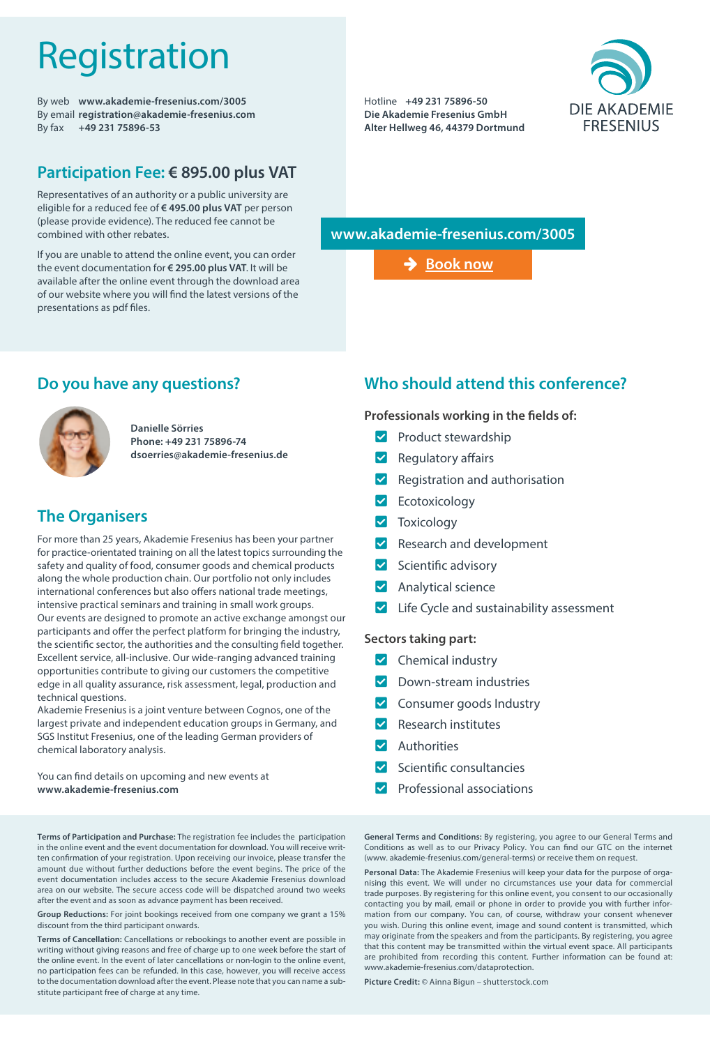# Registration

By web **www.akademie-fresenius.com/3005**
By email **registration@akademie-fresenius.com**
By fax **+49 231 75896-53**

Hotline **+49 231 75896-50**
**Die Akademie Fresenius GmbH**
**Alter Hellweg 46, 44379 Dortmund**

DIE AKADEMIE FRESENIUS

## Participation Fee: € 895.00 plus VAT

Representatives of an authority or a public university are eligible for a reduced fee of **€ 495.00 plus VAT** per person (please provide evidence). The reduced fee cannot be combined with other rebates.

If you are unable to attend the online event, you can order the event documentation for **€ 295.00 plus VAT**. It will be available after the online event through the download area of our website where you will find the latest versions of the presentations as pdf files.

**www.akademie-fresenius.com/3005**

→ Book now

## Do you have any questions?

**Danielle Sörries**
**Phone: +49 231 75896-74**
**dsoerries@akademie-fresenius.de**

## The Organisers

For more than 25 years, Akademie Fresenius has been your partner for practice-orientated training on all the latest topics surrounding the safety and quality of food, consumer goods and chemical products along the whole production chain. Our portfolio not only includes international conferences but also offers national trade meetings, intensive practical seminars and training in small work groups. Our events are designed to promote an active exchange amongst our participants and offer the perfect platform for bringing the industry, the scientific sector, the authorities and the consulting field together. Excellent service, all-inclusive. Our wide-ranging advanced training opportunities contribute to giving our customers the competitive edge in all quality assurance, risk assessment, legal, production and technical questions.
Akademie Fresenius is a joint venture between Cognos, one of the largest private and independent education groups in Germany, and SGS Institut Fresenius, one of the leading German providers of chemical laboratory analysis.

You can find details on upcoming and new events at
**www.akademie-fresenius.com**

## Who should attend this conference?

**Professionals working in the fields of:**

- Product stewardship
- Regulatory affairs
- Registration and authorisation
- Ecotoxicology
- Toxicology
- Research and development
- Scientific advisory
- Analytical science
- Life Cycle and sustainability assessment

**Sectors taking part:**

- Chemical industry
- Down-stream industries
- Consumer goods Industry
- Research institutes
- Authorities
- Scientific consultancies
- Professional associations

**Terms of Participation and Purchase:** The registration fee includes the participation in the online event and the event documentation for download. You will receive written confirmation of your registration. Upon receiving our invoice, please transfer the amount due without further deductions before the event begins. The price of the event documentation includes access to the secure Akademie Fresenius download area on our website. The secure access code will be dispatched around two weeks after the event and as soon as advance payment has been received.

**Group Reductions:** For joint bookings received from one company we grant a 15% discount from the third participant onwards.

**Terms of Cancellation:** Cancellations or rebookings to another event are possible in writing without giving reasons and free of charge up to one week before the start of the online event. In the event of later cancellations or non-login to the online event, no participation fees can be refunded. In this case, however, you will receive access to the documentation download after the event. Please note that you can name a substitute participant free of charge at any time.

**General Terms and Conditions:** By registering, you agree to our General Terms and Conditions as well as to our Privacy Policy. You can find our GTC on the internet (www. akademie-fresenius.com/general-terms) or receive them on request.

**Personal Data:** The Akademie Fresenius will keep your data for the purpose of organising this event. We will under no circumstances use your data for commercial trade purposes. By registering for this online event, you consent to our occasionally contacting you by mail, email or phone in order to provide you with further information from our company. You can, of course, withdraw your consent whenever you wish. During this online event, image and sound content is transmitted, which may originate from the speakers and from the participants. By registering, you agree that this content may be transmitted within the virtual event space. All participants are prohibited from recording this content. Further information can be found at: www.akademie-fresenius.com/dataprotection.

**Picture Credit:** © Ainna Bigun – shutterstock.com